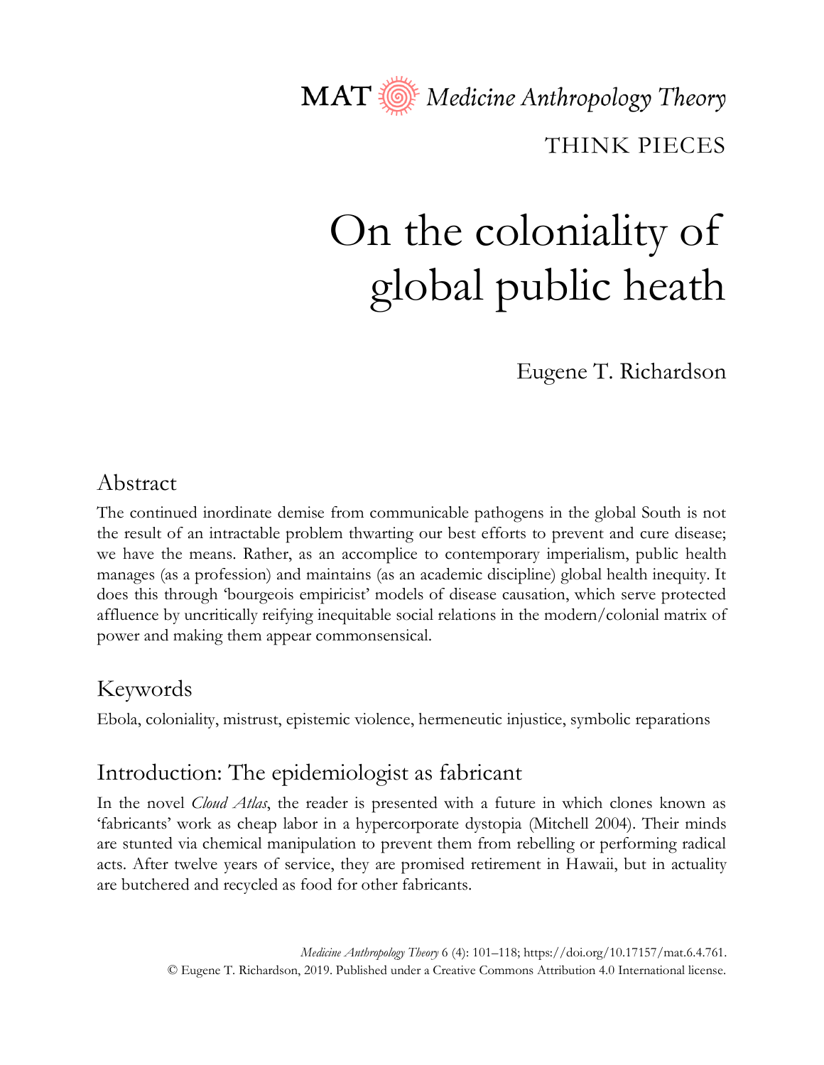MAT Medicine Anthropology Theory

THINK PIECES

# On the coloniality of global public heath

Eugene T. Richardson

## Abstract

The continued inordinate demise from communicable pathogens in the global South is not the result of an intractable problem thwarting our best efforts to prevent and cure disease; we have the means. Rather, as an accomplice to contemporary imperialism, public health manages (as a profession) and maintains (as an academic discipline) global health inequity. It does this through 'bourgeois empiricist' models of disease causation, which serve protected affluence by uncritically reifying inequitable social relations in the modern/colonial matrix of power and making them appear commonsensical.

## Keywords

Ebola, coloniality, mistrust, epistemic violence, hermeneutic injustice, symbolic reparations

## Introduction: The epidemiologist as fabricant

In the novel *Cloud Atlas*, the reader is presented with a future in which clones known as 'fabricants' work as cheap labor in a hypercorporate dystopia (Mitchell 2004). Their minds are stunted via chemical manipulation to prevent them from rebelling or performing radical acts. After twelve years of service, they are promised retirement in Hawaii, but in actuality are butchered and recycled as food for other fabricants.

*Medicine Anthropology Theory* 6 (4): 101–118; https://doi.org/10.17157/mat.6.4.761.
© Eugene T. Richardson, 2019. Published under a Creative Commons Attribution 4.0 International license.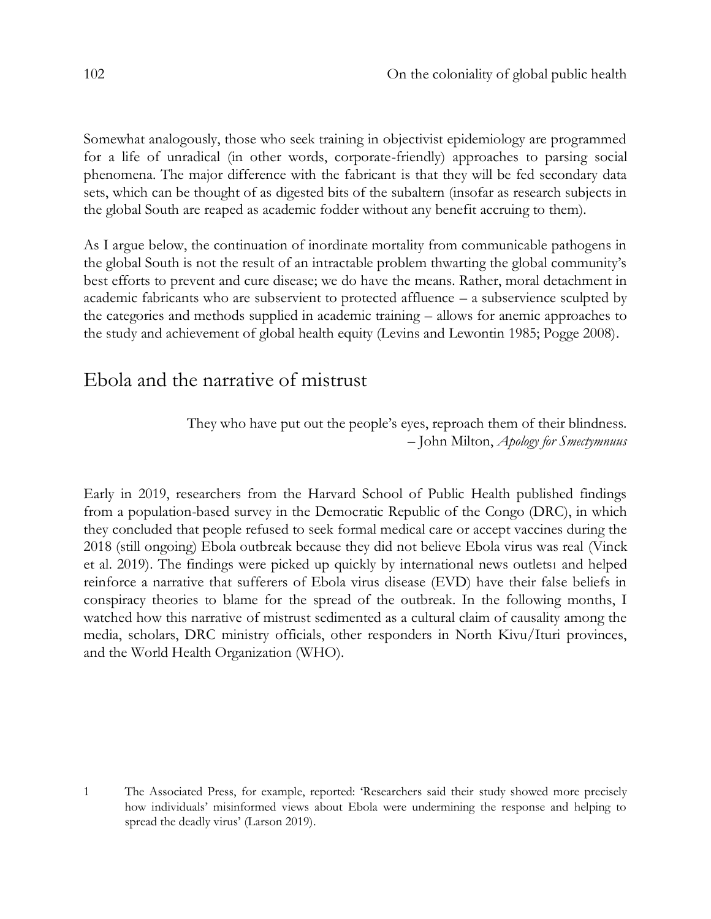Somewhat analogously, those who seek training in objectivist epidemiology are programmed for a life of unradical (in other words, corporate-friendly) approaches to parsing social phenomena. The major difference with the fabricant is that they will be fed secondary data sets, which can be thought of as digested bits of the subaltern (insofar as research subjects in the global South are reaped as academic fodder without any benefit accruing to them).

As I argue below, the continuation of inordinate mortality from communicable pathogens in the global South is not the result of an intractable problem thwarting the global community's best efforts to prevent and cure disease; we do have the means. Rather, moral detachment in academic fabricants who are subservient to protected affluence – a subservience sculpted by the categories and methods supplied in academic training – allows for anemic approaches to the study and achievement of global health equity (Levins and Lewontin 1985; Pogge 2008).

## Ebola and the narrative of mistrust

> They who have put out the people's eyes, reproach them of their blindness.
> – John Milton, *Apology for Smectymnuus*

Early in 2019, researchers from the Harvard School of Public Health published findings from a population-based survey in the Democratic Republic of the Congo (DRC), in which they concluded that people refused to seek formal medical care or accept vaccines during the 2018 (still ongoing) Ebola outbreak because they did not believe Ebola virus was real (Vinck et al. 2019). The findings were picked up quickly by international news outlets[1] and helped reinforce a narrative that sufferers of Ebola virus disease (EVD) have their false beliefs in conspiracy theories to blame for the spread of the outbreak. In the following months, I watched how this narrative of mistrust sedimented as a cultural claim of causality among the media, scholars, DRC ministry officials, other responders in North Kivu/Ituri provinces, and the World Health Organization (WHO).

1 The Associated Press, for example, reported: 'Researchers said their study showed more precisely how individuals' misinformed views about Ebola were undermining the response and helping to spread the deadly virus' (Larson 2019).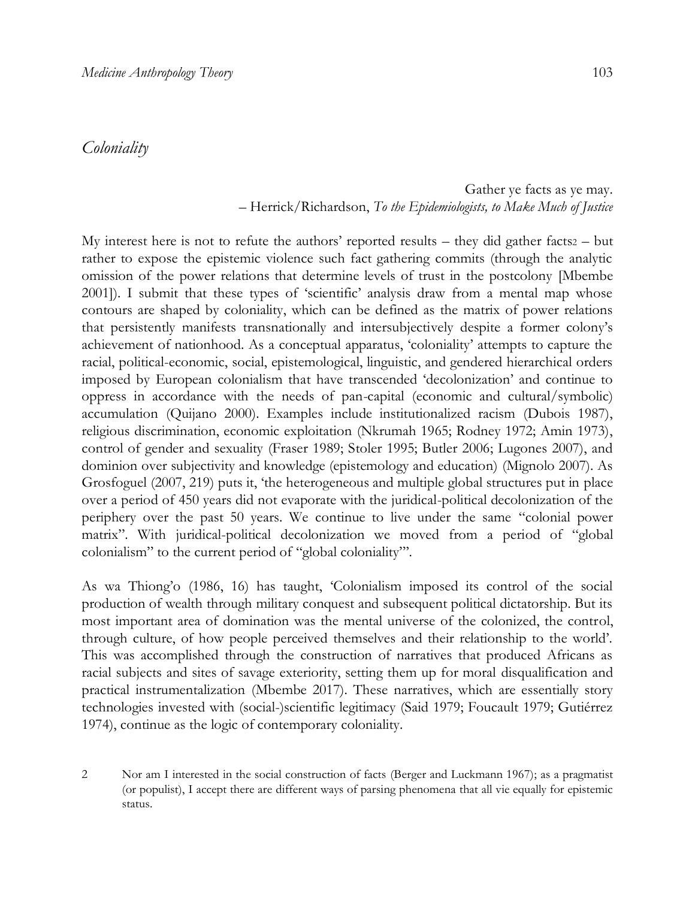## *Coloniality*

Gather ye facts as ye may.
– Herrick/Richardson, *To the Epidemiologists, to Make Much of Justice*

My interest here is not to refute the authors' reported results – they did gather facts[2] – but rather to expose the epistemic violence such fact gathering commits (through the analytic omission of the power relations that determine levels of trust in the postcolony [Mbembe 2001]). I submit that these types of 'scientific' analysis draw from a mental map whose contours are shaped by coloniality, which can be defined as the matrix of power relations that persistently manifests transnationally and intersubjectively despite a former colony's achievement of nationhood. As a conceptual apparatus, 'coloniality' attempts to capture the racial, political-economic, social, epistemological, linguistic, and gendered hierarchical orders imposed by European colonialism that have transcended 'decolonization' and continue to oppress in accordance with the needs of pan-capital (economic and cultural/symbolic) accumulation (Quijano 2000). Examples include institutionalized racism (Dubois 1987), religious discrimination, economic exploitation (Nkrumah 1965; Rodney 1972; Amin 1973), control of gender and sexuality (Fraser 1989; Stoler 1995; Butler 2006; Lugones 2007), and dominion over subjectivity and knowledge (epistemology and education) (Mignolo 2007). As Grosfoguel (2007, 219) puts it, 'the heterogeneous and multiple global structures put in place over a period of 450 years did not evaporate with the juridical-political decolonization of the periphery over the past 50 years. We continue to live under the same "colonial power matrix". With juridical-political decolonization we moved from a period of "global colonialism" to the current period of "global coloniality"'.

As wa Thiong'o (1986, 16) has taught, 'Colonialism imposed its control of the social production of wealth through military conquest and subsequent political dictatorship. But its most important area of domination was the mental universe of the colonized, the control, through culture, of how people perceived themselves and their relationship to the world'. This was accomplished through the construction of narratives that produced Africans as racial subjects and sites of savage exteriority, setting them up for moral disqualification and practical instrumentalization (Mbembe 2017). These narratives, which are essentially story technologies invested with (social-)scientific legitimacy (Said 1979; Foucault 1979; Gutiérrez 1974), continue as the logic of contemporary coloniality.

2 Nor am I interested in the social construction of facts (Berger and Luckmann 1967); as a pragmatist (or populist), I accept there are different ways of parsing phenomena that all vie equally for epistemic status.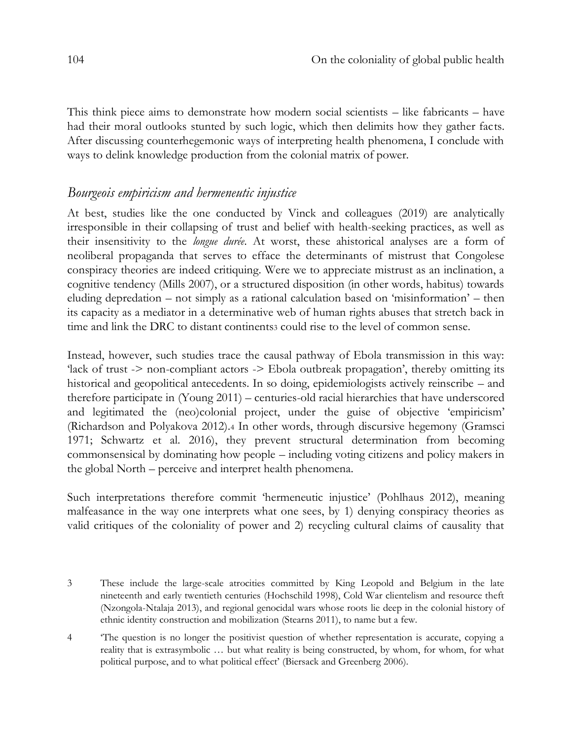This think piece aims to demonstrate how modern social scientists – like fabricants – have had their moral outlooks stunted by such logic, which then delimits how they gather facts. After discussing counterhegemonic ways of interpreting health phenomena, I conclude with ways to delink knowledge production from the colonial matrix of power.

## *Bourgeois empiricism and hermeneutic injustice*

At best, studies like the one conducted by Vinck and colleagues (2019) are analytically irresponsible in their collapsing of trust and belief with health-seeking practices, as well as their insensitivity to the *longue durée*. At worst, these ahistorical analyses are a form of neoliberal propaganda that serves to efface the determinants of mistrust that Congolese conspiracy theories are indeed critiquing. Were we to appreciate mistrust as an inclination, a cognitive tendency (Mills 2007), or a structured disposition (in other words, habitus) towards eluding depredation – not simply as a rational calculation based on 'misinformation' – then its capacity as a mediator in a determinative web of human rights abuses that stretch back in time and link the DRC to distant continents[3] could rise to the level of common sense.

Instead, however, such studies trace the causal pathway of Ebola transmission in this way: 'lack of trust -> non-compliant actors -> Ebola outbreak propagation', thereby omitting its historical and geopolitical antecedents. In so doing, epidemiologists actively reinscribe – and therefore participate in (Young 2011) – centuries-old racial hierarchies that have underscored and legitimated the (neo)colonial project, under the guise of objective 'empiricism' (Richardson and Polyakova 2012).[4] In other words, through discursive hegemony (Gramsci 1971; Schwartz et al. 2016), they prevent structural determination from becoming commonsensical by dominating how people – including voting citizens and policy makers in the global North – perceive and interpret health phenomena.

Such interpretations therefore commit 'hermeneutic injustice' (Pohlhaus 2012), meaning malfeasance in the way one interprets what one sees, by 1) denying conspiracy theories as valid critiques of the coloniality of power and 2) recycling cultural claims of causality that

3 These include the large-scale atrocities committed by King Leopold and Belgium in the late nineteenth and early twentieth centuries (Hochschild 1998), Cold War clientelism and resource theft (Nzongola-Ntalaja 2013), and regional genocidal wars whose roots lie deep in the colonial history of ethnic identity construction and mobilization (Stearns 2011), to name but a few.

4 'The question is no longer the positivist question of whether representation is accurate, copying a reality that is extrasymbolic … but what reality is being constructed, by whom, for whom, for what political purpose, and to what political effect' (Biersack and Greenberg 2006).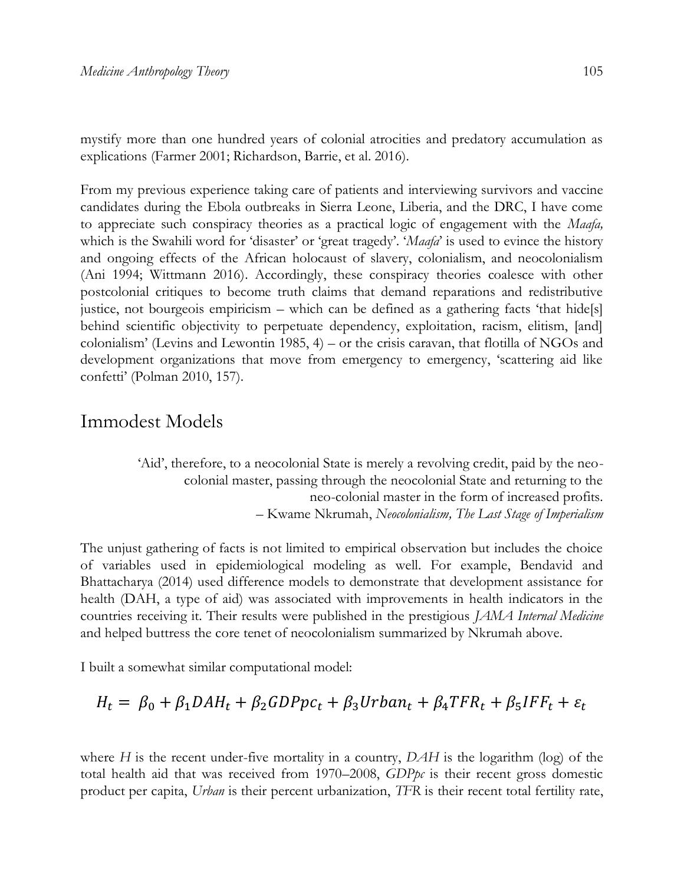mystify more than one hundred years of colonial atrocities and predatory accumulation as explications (Farmer 2001; Richardson, Barrie, et al. 2016).

From my previous experience taking care of patients and interviewing survivors and vaccine candidates during the Ebola outbreaks in Sierra Leone, Liberia, and the DRC, I have come to appreciate such conspiracy theories as a practical logic of engagement with the *Maafa,* which is the Swahili word for 'disaster' or 'great tragedy'. '*Maafa*' is used to evince the history and ongoing effects of the African holocaust of slavery, colonialism, and neocolonialism (Ani 1994; Wittmann 2016). Accordingly, these conspiracy theories coalesce with other postcolonial critiques to become truth claims that demand reparations and redistributive justice, not bourgeois empiricism – which can be defined as a gathering facts 'that hide[s] behind scientific objectivity to perpetuate dependency, exploitation, racism, elitism, [and] colonialism' (Levins and Lewontin 1985, 4) – or the crisis caravan, that flotilla of NGOs and development organizations that move from emergency to emergency, 'scattering aid like confetti' (Polman 2010, 157).

## Immodest Models

> 'Aid', therefore, to a neocolonial State is merely a revolving credit, paid by the neo-colonial master, passing through the neocolonial State and returning to the neo-colonial master in the form of increased profits.
> – Kwame Nkrumah, *Neocolonialism, The Last Stage of Imperialism*

The unjust gathering of facts is not limited to empirical observation but includes the choice of variables used in epidemiological modeling as well. For example, Bendavid and Bhattacharya (2014) used difference models to demonstrate that development assistance for health (DAH, a type of aid) was associated with improvements in health indicators in the countries receiving it. Their results were published in the prestigious *JAMA Internal Medicine* and helped buttress the core tenet of neocolonialism summarized by Nkrumah above.

I built a somewhat similar computational model:

$$H_t = \beta_0 + \beta_1 DAH_t + \beta_2 GDPpc_t + \beta_3 Urban_t + \beta_4 TFR_t + \beta_5 IFF_t + \varepsilon_t$$

where *H* is the recent under-five mortality in a country, *DAH* is the logarithm (log) of the total health aid that was received from 1970–2008, *GDPpc* is their recent gross domestic product per capita, *Urban* is their percent urbanization, *TFR* is their recent total fertility rate,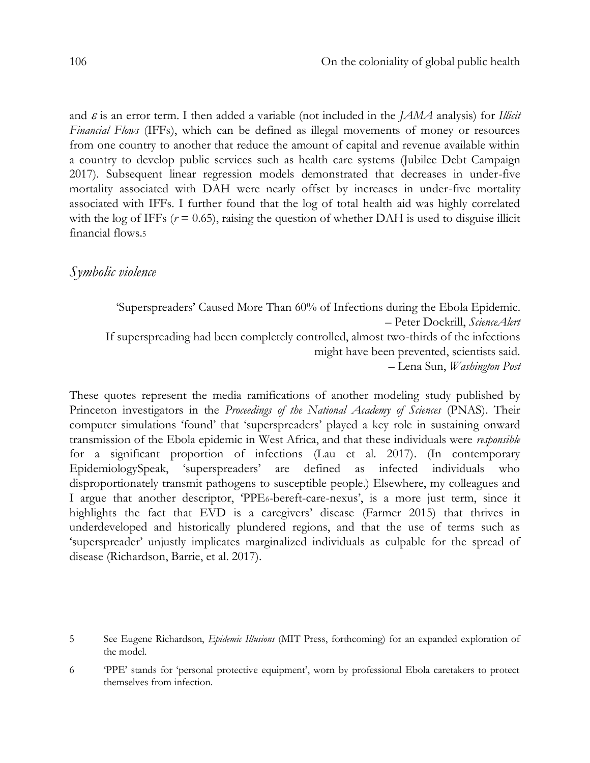and $\varepsilon$ is an error term. I then added a variable (not included in the *JAMA* analysis) for *Illicit Financial Flows* (IFFs), which can be defined as illegal movements of money or resources from one country to another that reduce the amount of capital and revenue available within a country to develop public services such as health care systems (Jubilee Debt Campaign 2017). Subsequent linear regression models demonstrated that decreases in under-five mortality associated with DAH were nearly offset by increases in under-five mortality associated with IFFs. I further found that the log of total health aid was highly correlated with the log of IFFs ($r = 0.65$), raising the question of whether DAH is used to disguise illicit financial flows.[5]

## *Symbolic violence*

> 'Superspreaders' Caused More Than 60% of Infections during the Ebola Epidemic.
> – Peter Dockrill, *ScienceAlert*
>
> If superspreading had been completely controlled, almost two-thirds of the infections might have been prevented, scientists said.
> – Lena Sun, *Washington Post*

These quotes represent the media ramifications of another modeling study published by Princeton investigators in the *Proceedings of the National Academy of Sciences* (PNAS). Their computer simulations 'found' that 'superspreaders' played a key role in sustaining onward transmission of the Ebola epidemic in West Africa, and that these individuals were *responsible* for a significant proportion of infections (Lau et al. 2017). (In contemporary EpidemiologySpeak, 'superspreaders' are defined as infected individuals who disproportionately transmit pathogens to susceptible people.) Elsewhere, my colleagues and I argue that another descriptor, 'PPE[6]-bereft-care-nexus', is a more just term, since it highlights the fact that EVD is a caregivers' disease (Farmer 2015) that thrives in underdeveloped and historically plundered regions, and that the use of terms such as 'superspreader' unjustly implicates marginalized individuals as culpable for the spread of disease (Richardson, Barrie, et al. 2017).

---

5 See Eugene Richardson, *Epidemic Illusions* (MIT Press, forthcoming) for an expanded exploration of the model.

6 'PPE' stands for 'personal protective equipment', worn by professional Ebola caretakers to protect themselves from infection.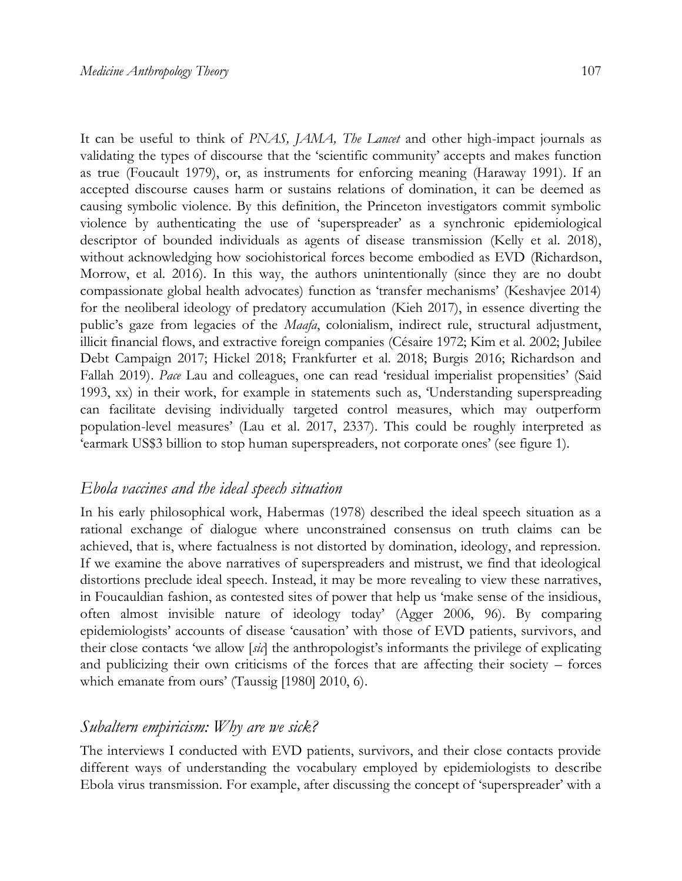It can be useful to think of *PNAS, JAMA, The Lancet* and other high-impact journals as validating the types of discourse that the 'scientific community' accepts and makes function as true (Foucault 1979), or, as instruments for enforcing meaning (Haraway 1991). If an accepted discourse causes harm or sustains relations of domination, it can be deemed as causing symbolic violence. By this definition, the Princeton investigators commit symbolic violence by authenticating the use of 'superspreader' as a synchronic epidemiological descriptor of bounded individuals as agents of disease transmission (Kelly et al. 2018), without acknowledging how sociohistorical forces become embodied as EVD (Richardson, Morrow, et al. 2016). In this way, the authors unintentionally (since they are no doubt compassionate global health advocates) function as 'transfer mechanisms' (Keshavjee 2014) for the neoliberal ideology of predatory accumulation (Kieh 2017), in essence diverting the public's gaze from legacies of the *Maafa*, colonialism, indirect rule, structural adjustment, illicit financial flows, and extractive foreign companies (Césaire 1972; Kim et al. 2002; Jubilee Debt Campaign 2017; Hickel 2018; Frankfurter et al. 2018; Burgis 2016; Richardson and Fallah 2019). *Pace* Lau and colleagues, one can read 'residual imperialist propensities' (Said 1993, xx) in their work, for example in statements such as, 'Understanding superspreading can facilitate devising individually targeted control measures, which may outperform population-level measures' (Lau et al. 2017, 2337). This could be roughly interpreted as 'earmark US$3 billion to stop human superspreaders, not corporate ones' (see figure 1).

## *Ebola vaccines and the ideal speech situation*

In his early philosophical work, Habermas (1978) described the ideal speech situation as a rational exchange of dialogue where unconstrained consensus on truth claims can be achieved, that is, where factualness is not distorted by domination, ideology, and repression. If we examine the above narratives of superspreaders and mistrust, we find that ideological distortions preclude ideal speech. Instead, it may be more revealing to view these narratives, in Foucauldian fashion, as contested sites of power that help us 'make sense of the insidious, often almost invisible nature of ideology today' (Agger 2006, 96). By comparing epidemiologists' accounts of disease 'causation' with those of EVD patients, survivors, and their close contacts 'we allow [*sic*] the anthropologist's informants the privilege of explicating and publicizing their own criticisms of the forces that are affecting their society – forces which emanate from ours' (Taussig [1980] 2010, 6).

## *Subaltern empiricism: Why are we sick?*

The interviews I conducted with EVD patients, survivors, and their close contacts provide different ways of understanding the vocabulary employed by epidemiologists to describe Ebola virus transmission. For example, after discussing the concept of 'superspreader' with a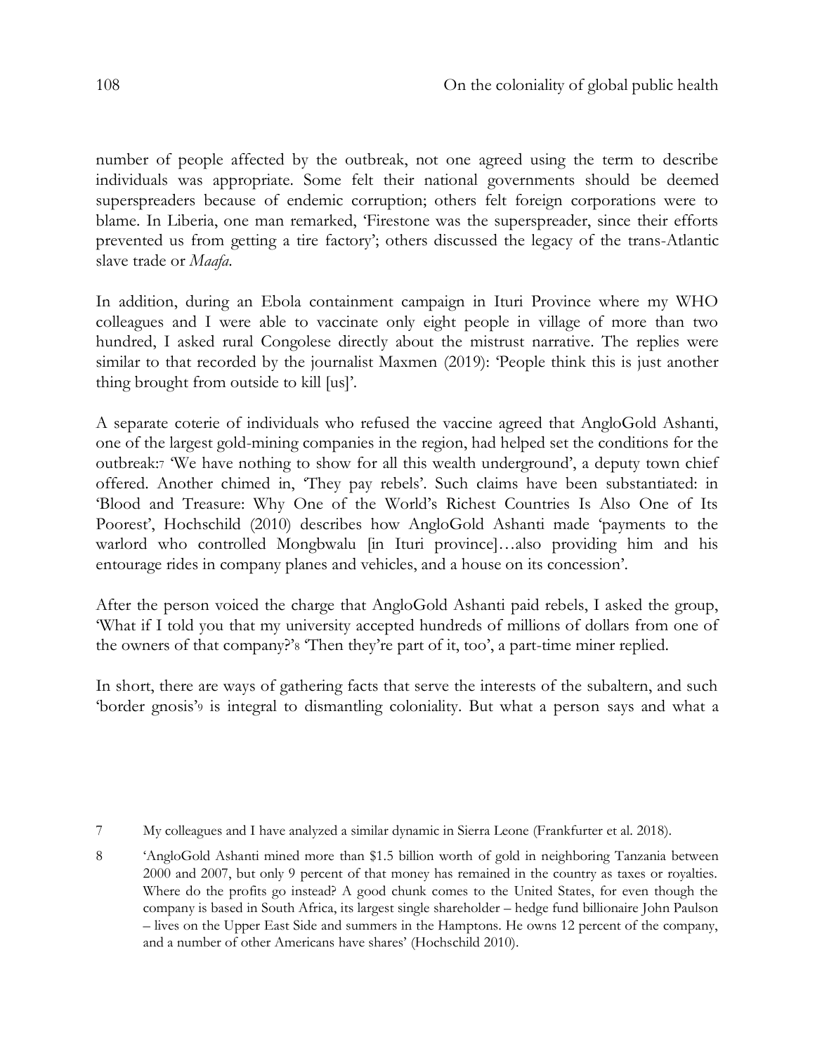number of people affected by the outbreak, not one agreed using the term to describe individuals was appropriate. Some felt their national governments should be deemed superspreaders because of endemic corruption; others felt foreign corporations were to blame. In Liberia, one man remarked, 'Firestone was the superspreader, since their efforts prevented us from getting a tire factory'; others discussed the legacy of the trans-Atlantic slave trade or *Maafa*.

In addition, during an Ebola containment campaign in Ituri Province where my WHO colleagues and I were able to vaccinate only eight people in village of more than two hundred, I asked rural Congolese directly about the mistrust narrative. The replies were similar to that recorded by the journalist Maxmen (2019): 'People think this is just another thing brought from outside to kill [us]'.

A separate coterie of individuals who refused the vaccine agreed that AngloGold Ashanti, one of the largest gold-mining companies in the region, had helped set the conditions for the outbreak:[7] 'We have nothing to show for all this wealth underground', a deputy town chief offered. Another chimed in, 'They pay rebels'. Such claims have been substantiated: in 'Blood and Treasure: Why One of the World's Richest Countries Is Also One of Its Poorest', Hochschild (2010) describes how AngloGold Ashanti made 'payments to the warlord who controlled Mongbwalu [in Ituri province]…also providing him and his entourage rides in company planes and vehicles, and a house on its concession'.

After the person voiced the charge that AngloGold Ashanti paid rebels, I asked the group, 'What if I told you that my university accepted hundreds of millions of dollars from one of the owners of that company?'[8] 'Then they're part of it, too', a part-time miner replied.

In short, there are ways of gathering facts that serve the interests of the subaltern, and such 'border gnosis'[9] is integral to dismantling coloniality. But what a person says and what a

---

7 My colleagues and I have analyzed a similar dynamic in Sierra Leone (Frankfurter et al. 2018).

8 'AngloGold Ashanti mined more than $1.5 billion worth of gold in neighboring Tanzania between 2000 and 2007, but only 9 percent of that money has remained in the country as taxes or royalties. Where do the profits go instead? A good chunk comes to the United States, for even though the company is based in South Africa, its largest single shareholder – hedge fund billionaire John Paulson – lives on the Upper East Side and summers in the Hamptons. He owns 12 percent of the company, and a number of other Americans have shares' (Hochschild 2010).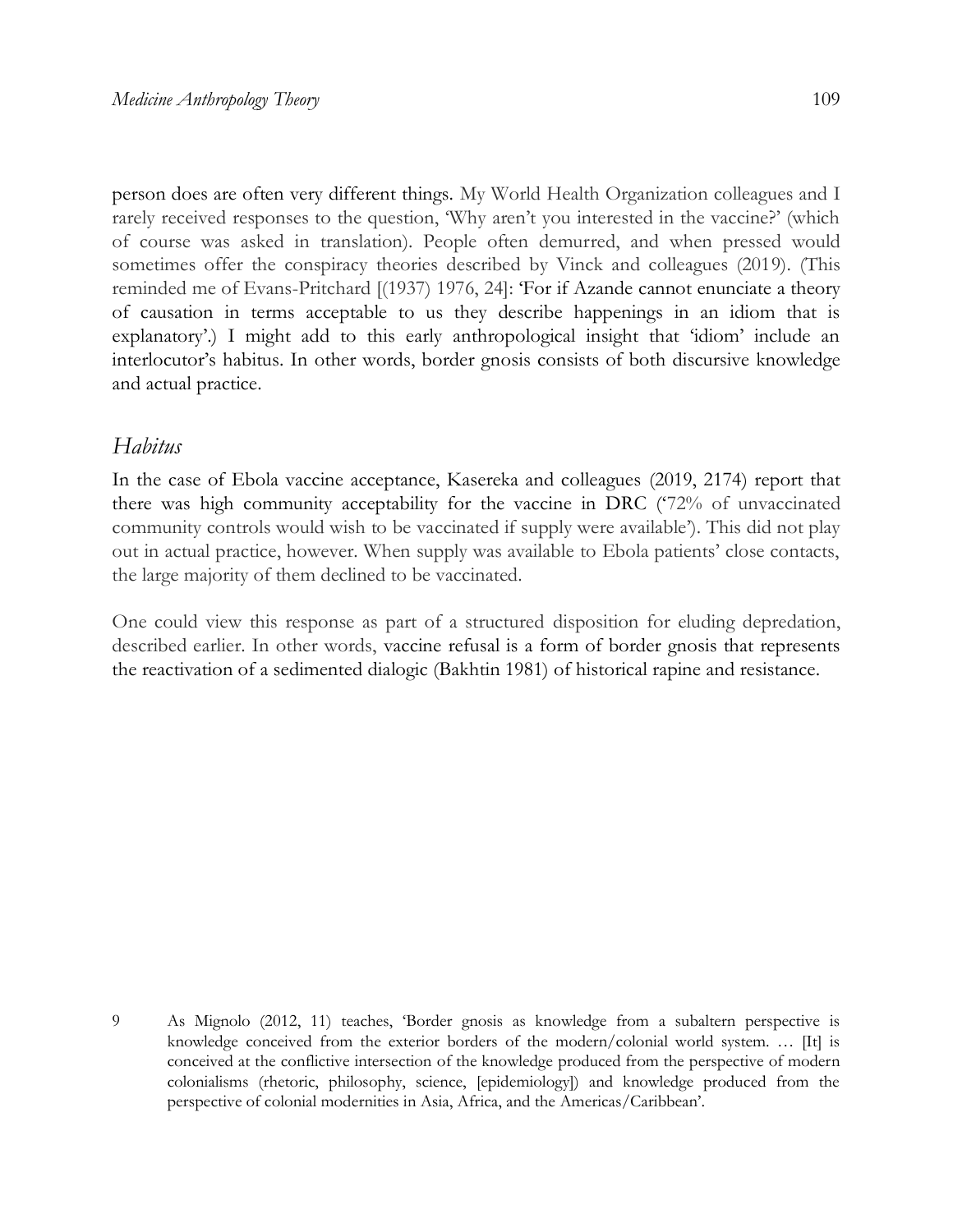person does are often very different things. My World Health Organization colleagues and I rarely received responses to the question, 'Why aren't you interested in the vaccine?' (which of course was asked in translation). People often demurred, and when pressed would sometimes offer the conspiracy theories described by Vinck and colleagues (2019). (This reminded me of Evans-Pritchard [(1937) 1976, 24]: 'For if Azande cannot enunciate a theory of causation in terms acceptable to us they describe happenings in an idiom that is explanatory'.) I might add to this early anthropological insight that 'idiom' include an interlocutor's habitus. In other words, border gnosis consists of both discursive knowledge and actual practice.

## *Habitus*

In the case of Ebola vaccine acceptance, Kasereka and colleagues (2019, 2174) report that there was high community acceptability for the vaccine in DRC ('72% of unvaccinated community controls would wish to be vaccinated if supply were available'). This did not play out in actual practice, however. When supply was available to Ebola patients' close contacts, the large majority of them declined to be vaccinated.

One could view this response as part of a structured disposition for eluding depredation, described earlier. In other words, vaccine refusal is a form of border gnosis that represents the reactivation of a sedimented dialogic (Bakhtin 1981) of historical rapine and resistance.

---

9 As Mignolo (2012, 11) teaches, 'Border gnosis as knowledge from a subaltern perspective is knowledge conceived from the exterior borders of the modern/colonial world system. … [It] is conceived at the conflictive intersection of the knowledge produced from the perspective of modern colonialisms (rhetoric, philosophy, science, [epidemiology]) and knowledge produced from the perspective of colonial modernities in Asia, Africa, and the Americas/Caribbean'.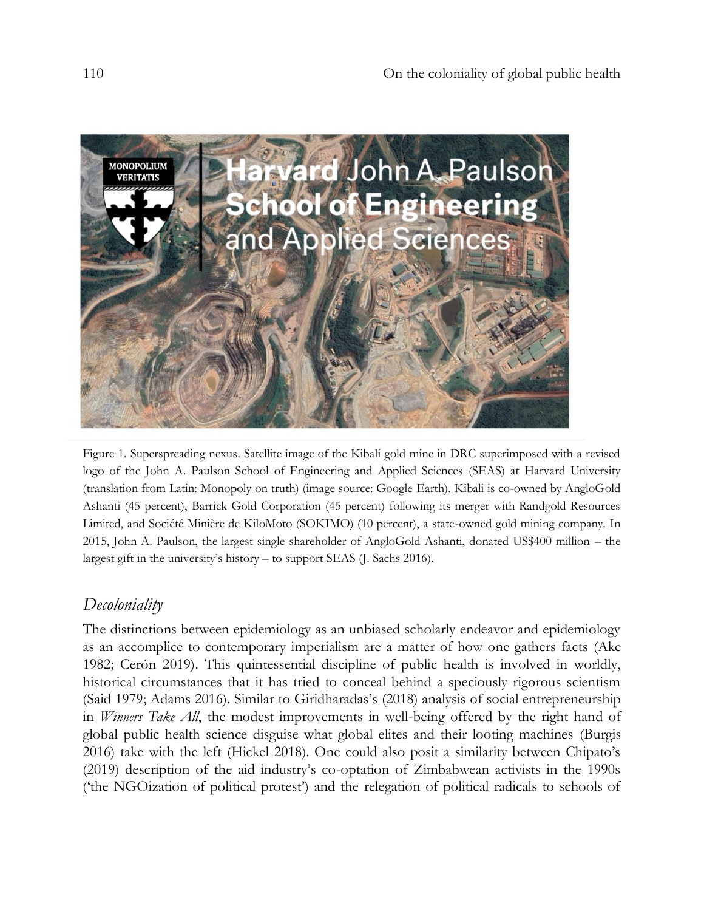Figure 1. Superspreading nexus. Satellite image of the Kibali gold mine in DRC superimposed with a revised logo of the John A. Paulson School of Engineering and Applied Sciences (SEAS) at Harvard University (translation from Latin: Monopoly on truth) (image source: Google Earth). Kibali is co-owned by AngloGold Ashanti (45 percent), Barrick Gold Corporation (45 percent) following its merger with Randgold Resources Limited, and Société Minière de KiloMoto (SOKIMO) (10 percent), a state-owned gold mining company. In 2015, John A. Paulson, the largest single shareholder of AngloGold Ashanti, donated US$400 million – the largest gift in the university's history – to support SEAS (J. Sachs 2016).

## *Decoloniality*

The distinctions between epidemiology as an unbiased scholarly endeavor and epidemiology as an accomplice to contemporary imperialism are a matter of how one gathers facts (Ake 1982; Cerón 2019). This quintessential discipline of public health is involved in worldly, historical circumstances that it has tried to conceal behind a speciously rigorous scientism (Said 1979; Adams 2016). Similar to Giridharadas's (2018) analysis of social entrepreneurship in *Winners Take All*, the modest improvements in well-being offered by the right hand of global public health science disguise what global elites and their looting machines (Burgis 2016) take with the left (Hickel 2018). One could also posit a similarity between Chipato's (2019) description of the aid industry's co-optation of Zimbabwean activists in the 1990s ('the NGOization of political protest') and the relegation of political radicals to schools of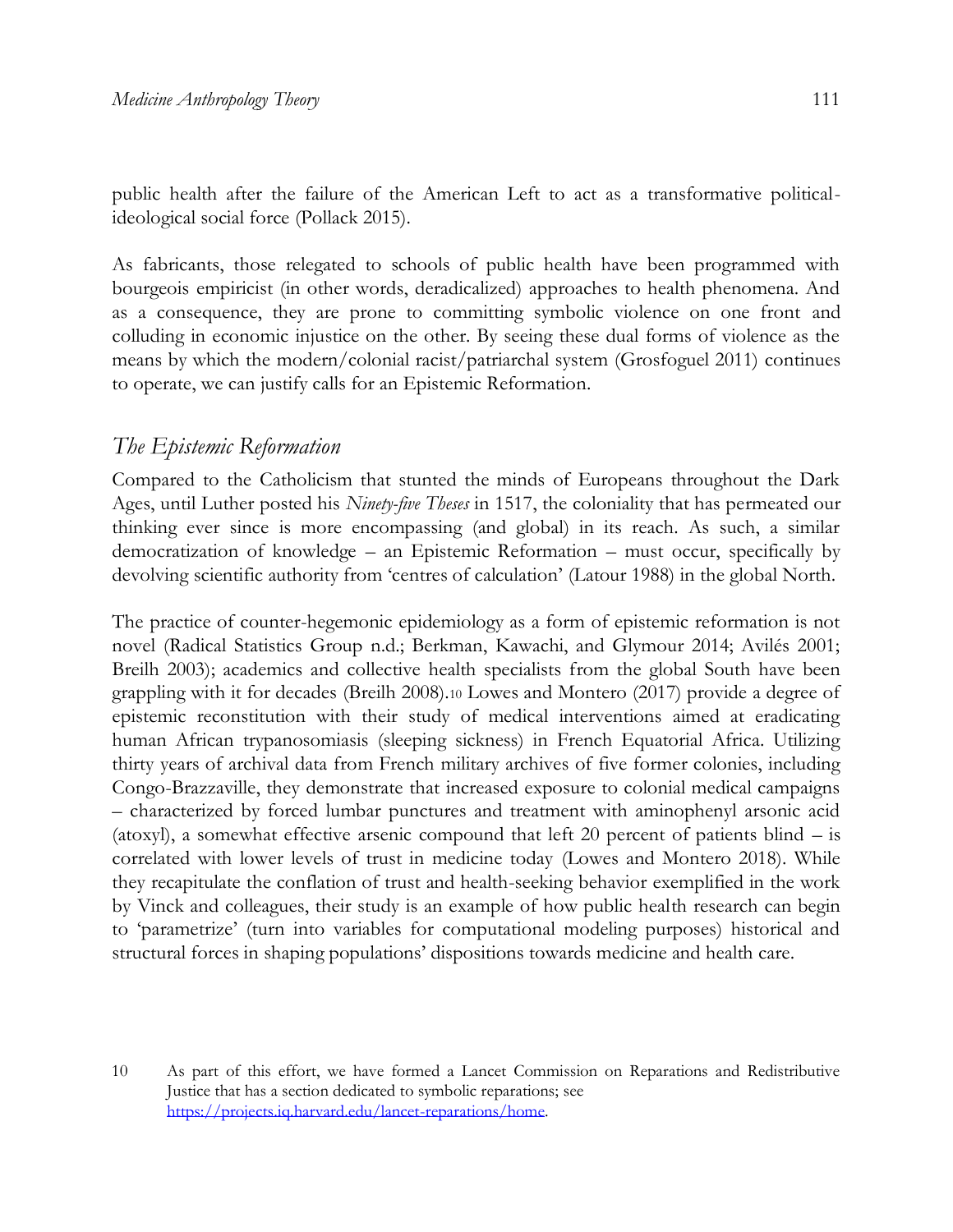public health after the failure of the American Left to act as a transformative political-ideological social force (Pollack 2015).

As fabricants, those relegated to schools of public health have been programmed with bourgeois empiricist (in other words, deradicalized) approaches to health phenomena. And as a consequence, they are prone to committing symbolic violence on one front and colluding in economic injustice on the other. By seeing these dual forms of violence as the means by which the modern/colonial racist/patriarchal system (Grosfoguel 2011) continues to operate, we can justify calls for an Epistemic Reformation.

## *The Epistemic Reformation*

Compared to the Catholicism that stunted the minds of Europeans throughout the Dark Ages, until Luther posted his *Ninety-five Theses* in 1517, the coloniality that has permeated our thinking ever since is more encompassing (and global) in its reach. As such, a similar democratization of knowledge – an Epistemic Reformation – must occur, specifically by devolving scientific authority from 'centres of calculation' (Latour 1988) in the global North.

The practice of counter-hegemonic epidemiology as a form of epistemic reformation is not novel (Radical Statistics Group n.d.; Berkman, Kawachi, and Glymour 2014; Avilés 2001; Breilh 2003); academics and collective health specialists from the global South have been grappling with it for decades (Breilh 2008).[10] Lowes and Montero (2017) provide a degree of epistemic reconstitution with their study of medical interventions aimed at eradicating human African trypanosomiasis (sleeping sickness) in French Equatorial Africa. Utilizing thirty years of archival data from French military archives of five former colonies, including Congo-Brazzaville, they demonstrate that increased exposure to colonial medical campaigns – characterized by forced lumbar punctures and treatment with aminophenyl arsonic acid (atoxyl), a somewhat effective arsenic compound that left 20 percent of patients blind – is correlated with lower levels of trust in medicine today (Lowes and Montero 2018). While they recapitulate the conflation of trust and health-seeking behavior exemplified in the work by Vinck and colleagues, their study is an example of how public health research can begin to 'parametrize' (turn into variables for computational modeling purposes) historical and structural forces in shaping populations' dispositions towards medicine and health care.

10 As part of this effort, we have formed a Lancet Commission on Reparations and Redistributive Justice that has a section dedicated to symbolic reparations; see https://projects.iq.harvard.edu/lancet-reparations/home.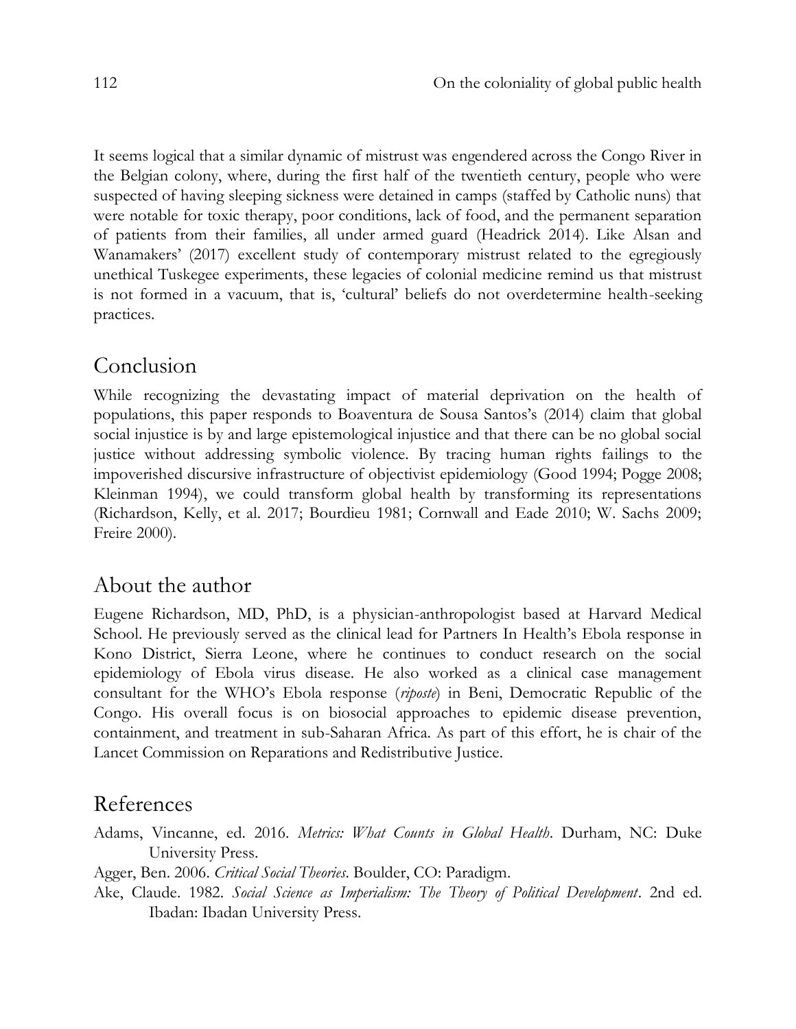It seems logical that a similar dynamic of mistrust was engendered across the Congo River in the Belgian colony, where, during the first half of the twentieth century, people who were suspected of having sleeping sickness were detained in camps (staffed by Catholic nuns) that were notable for toxic therapy, poor conditions, lack of food, and the permanent separation of patients from their families, all under armed guard (Headrick 2014). Like Alsan and Wanamakers' (2017) excellent study of contemporary mistrust related to the egregiously unethical Tuskegee experiments, these legacies of colonial medicine remind us that mistrust is not formed in a vacuum, that is, 'cultural' beliefs do not overdetermine health-seeking practices.

## Conclusion

While recognizing the devastating impact of material deprivation on the health of populations, this paper responds to Boaventura de Sousa Santos's (2014) claim that global social injustice is by and large epistemological injustice and that there can be no global social justice without addressing symbolic violence. By tracing human rights failings to the impoverished discursive infrastructure of objectivist epidemiology (Good 1994; Pogge 2008; Kleinman 1994), we could transform global health by transforming its representations (Richardson, Kelly, et al. 2017; Bourdieu 1981; Cornwall and Eade 2010; W. Sachs 2009; Freire 2000).

## About the author

Eugene Richardson, MD, PhD, is a physician-anthropologist based at Harvard Medical School. He previously served as the clinical lead for Partners In Health's Ebola response in Kono District, Sierra Leone, where he continues to conduct research on the social epidemiology of Ebola virus disease. He also worked as a clinical case management consultant for the WHO's Ebola response (*riposte*) in Beni, Democratic Republic of the Congo. His overall focus is on biosocial approaches to epidemic disease prevention, containment, and treatment in sub-Saharan Africa. As part of this effort, he is chair of the Lancet Commission on Reparations and Redistributive Justice.

## References

Adams, Vincanne, ed. 2016. *Metrics: What Counts in Global Health*. Durham, NC: Duke University Press.

Agger, Ben. 2006. *Critical Social Theories*. Boulder, CO: Paradigm.

Ake, Claude. 1982. *Social Science as Imperialism: The Theory of Political Development*. 2nd ed. Ibadan: Ibadan University Press.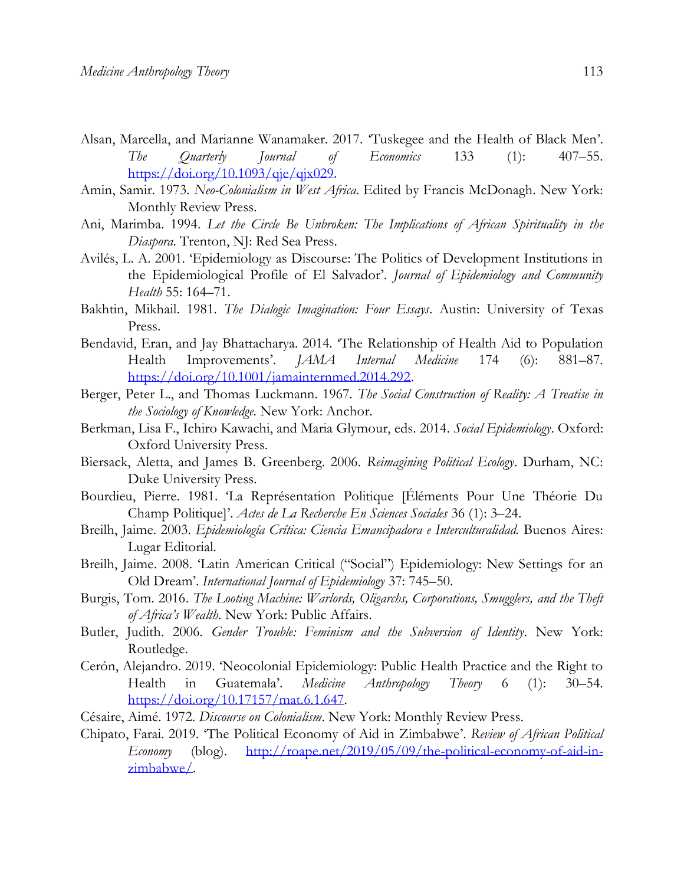Alsan, Marcella, and Marianne Wanamaker. 2017. 'Tuskegee and the Health of Black Men'. *The Quarterly Journal of Economics* 133 (1): 407–55. https://doi.org/10.1093/qje/qjx029.

Amin, Samir. 1973. *Neo-Colonialism in West Africa*. Edited by Francis McDonagh. New York: Monthly Review Press.

Ani, Marimba. 1994. *Let the Circle Be Unbroken: The Implications of African Spirituality in the Diaspora*. Trenton, NJ: Red Sea Press.

Avilés, L. A. 2001. 'Epidemiology as Discourse: The Politics of Development Institutions in the Epidemiological Profile of El Salvador'. *Journal of Epidemiology and Community Health* 55: 164–71.

Bakhtin, Mikhail. 1981. *The Dialogic Imagination: Four Essays*. Austin: University of Texas Press.

Bendavid, Eran, and Jay Bhattacharya. 2014. 'The Relationship of Health Aid to Population Health Improvements'. *JAMA Internal Medicine* 174 (6): 881–87. https://doi.org/10.1001/jamainternmed.2014.292.

Berger, Peter L., and Thomas Luckmann. 1967. *The Social Construction of Reality: A Treatise in the Sociology of Knowledge*. New York: Anchor.

Berkman, Lisa F., Ichiro Kawachi, and Maria Glymour, eds. 2014. *Social Epidemiology*. Oxford: Oxford University Press.

Biersack, Aletta, and James B. Greenberg. 2006. *Reimagining Political Ecology*. Durham, NC: Duke University Press.

Bourdieu, Pierre. 1981. 'La Représentation Politique [Éléments Pour Une Théorie Du Champ Politique]'. *Actes de La Recherche En Sciences Sociales* 36 (1): 3–24.

Breilh, Jaime. 2003. *Epidemiología Crítica: Ciencia Emancipadora e Interculturalidad*. Buenos Aires: Lugar Editorial.

Breilh, Jaime. 2008. 'Latin American Critical ("Social") Epidemiology: New Settings for an Old Dream'. *International Journal of Epidemiology* 37: 745–50.

Burgis, Tom. 2016. *The Looting Machine: Warlords, Oligarchs, Corporations, Smugglers, and the Theft of Africa's Wealth*. New York: Public Affairs.

Butler, Judith. 2006. *Gender Trouble: Feminism and the Subversion of Identity*. New York: Routledge.

Cerón, Alejandro. 2019. 'Neocolonial Epidemiology: Public Health Practice and the Right to Health in Guatemala'. *Medicine Anthropology Theory* 6 (1): 30–54. https://doi.org/10.17157/mat.6.1.647.

Césaire, Aimé. 1972. *Discourse on Colonialism*. New York: Monthly Review Press.

Chipato, Farai. 2019. 'The Political Economy of Aid in Zimbabwe'. *Review of African Political Economy* (blog). http://roape.net/2019/05/09/the-political-economy-of-aid-in-zimbabwe/.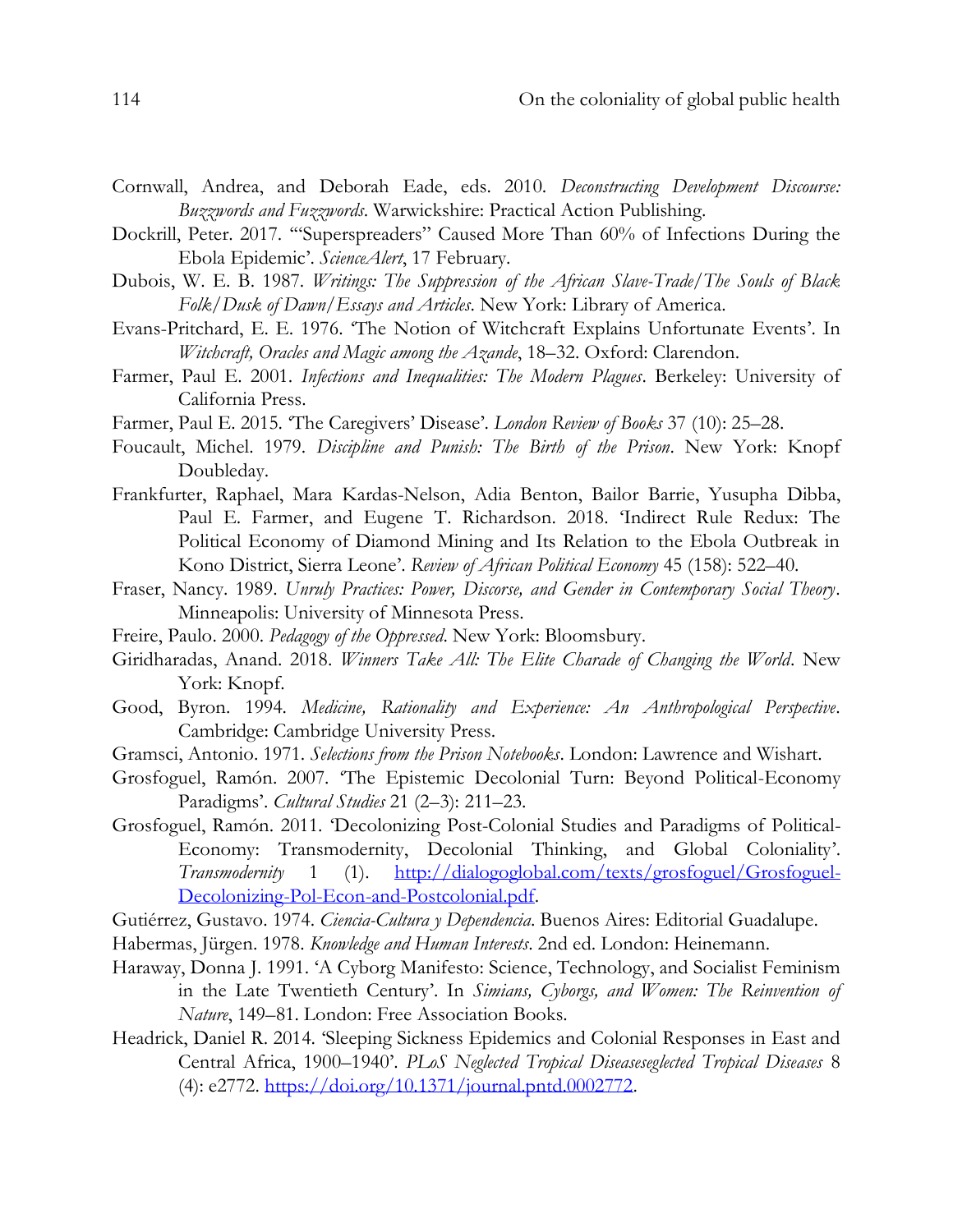Cornwall, Andrea, and Deborah Eade, eds. 2010. *Deconstructing Development Discourse: Buzzwords and Fuzzwords*. Warwickshire: Practical Action Publishing.

Dockrill, Peter. 2017. '"Superspreaders" Caused More Than 60% of Infections During the Ebola Epidemic'. *ScienceAlert*, 17 February.

Dubois, W. E. B. 1987. *Writings: The Suppression of the African Slave-Trade/The Souls of Black Folk/Dusk of Dawn/Essays and Articles*. New York: Library of America.

Evans-Pritchard, E. E. 1976. 'The Notion of Witchcraft Explains Unfortunate Events'. In *Witchcraft, Oracles and Magic among the Azande*, 18–32. Oxford: Clarendon.

Farmer, Paul E. 2001. *Infections and Inequalities: The Modern Plagues*. Berkeley: University of California Press.

Farmer, Paul E. 2015. 'The Caregivers' Disease'. *London Review of Books* 37 (10): 25–28.

Foucault, Michel. 1979. *Discipline and Punish: The Birth of the Prison*. New York: Knopf Doubleday.

Frankfurter, Raphael, Mara Kardas-Nelson, Adia Benton, Bailor Barrie, Yusupha Dibba, Paul E. Farmer, and Eugene T. Richardson. 2018. 'Indirect Rule Redux: The Political Economy of Diamond Mining and Its Relation to the Ebola Outbreak in Kono District, Sierra Leone'. *Review of African Political Economy* 45 (158): 522–40.

Fraser, Nancy. 1989. *Unruly Practices: Power, Discourse, and Gender in Contemporary Social Theory*. Minneapolis: University of Minnesota Press.

Freire, Paulo. 2000. *Pedagogy of the Oppressed*. New York: Bloomsbury.

Giridharadas, Anand. 2018. *Winners Take All: The Elite Charade of Changing the World*. New York: Knopf.

Good, Byron. 1994. *Medicine, Rationality and Experience: An Anthropological Perspective*. Cambridge: Cambridge University Press.

Gramsci, Antonio. 1971. *Selections from the Prison Notebooks*. London: Lawrence and Wishart.

Grosfoguel, Ramón. 2007. 'The Epistemic Decolonial Turn: Beyond Political-Economy Paradigms'. *Cultural Studies* 21 (2–3): 211–23.

Grosfoguel, Ramón. 2011. 'Decolonizing Post-Colonial Studies and Paradigms of Political-Economy: Transmodernity, Decolonial Thinking, and Global Coloniality'. *Transmodernity* 1 (1). http://dialogoglobal.com/texts/grosfoguel/Grosfoguel-Decolonizing-Pol-Econ-and-Postcolonial.pdf.

Gutiérrez, Gustavo. 1974. *Ciencia-Cultura y Dependencia*. Buenos Aires: Editorial Guadalupe.

Habermas, Jürgen. 1978. *Knowledge and Human Interests*. 2nd ed. London: Heinemann.

Haraway, Donna J. 1991. 'A Cyborg Manifesto: Science, Technology, and Socialist Feminism in the Late Twentieth Century'. In *Simians, Cyborgs, and Women: The Reinvention of Nature*, 149–81. London: Free Association Books.

Headrick, Daniel R. 2014. 'Sleeping Sickness Epidemics and Colonial Responses in East and Central Africa, 1900–1940'. *PLoS Neglected Tropical Diseaseseglected Tropical Diseases* 8 (4): e2772. https://doi.org/10.1371/journal.pntd.0002772.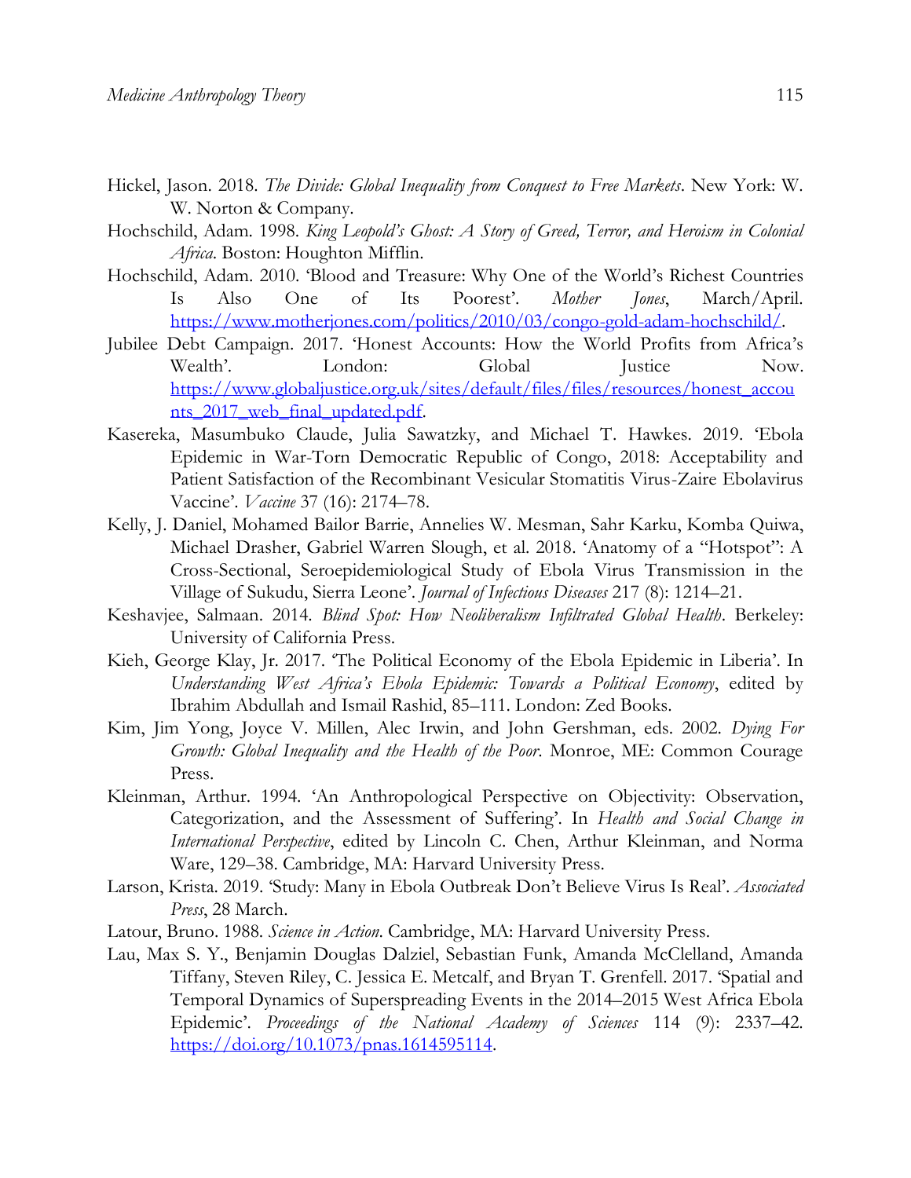Hickel, Jason. 2018. *The Divide: Global Inequality from Conquest to Free Markets*. New York: W. W. Norton & Company.

Hochschild, Adam. 1998. *King Leopold's Ghost: A Story of Greed, Terror, and Heroism in Colonial Africa*. Boston: Houghton Mifflin.

Hochschild, Adam. 2010. 'Blood and Treasure: Why One of the World's Richest Countries Is Also One of Its Poorest'. *Mother Jones*, March/April. https://www.motherjones.com/politics/2010/03/congo-gold-adam-hochschild/.

Jubilee Debt Campaign. 2017. 'Honest Accounts: How the World Profits from Africa's Wealth'. London: Global Justice Now. https://www.globaljustice.org.uk/sites/default/files/files/resources/honest_accounts_2017_web_final_updated.pdf.

Kasereka, Masumbuko Claude, Julia Sawatzky, and Michael T. Hawkes. 2019. 'Ebola Epidemic in War-Torn Democratic Republic of Congo, 2018: Acceptability and Patient Satisfaction of the Recombinant Vesicular Stomatitis Virus-Zaire Ebolavirus Vaccine'. *Vaccine* 37 (16): 2174–78.

Kelly, J. Daniel, Mohamed Bailor Barrie, Annelies W. Mesman, Sahr Karku, Komba Quiwa, Michael Drasher, Gabriel Warren Slough, et al. 2018. 'Anatomy of a "Hotspot": A Cross-Sectional, Seroepidemiological Study of Ebola Virus Transmission in the Village of Sukudu, Sierra Leone'. *Journal of Infectious Diseases* 217 (8): 1214–21.

Keshavjee, Salmaan. 2014. *Blind Spot: How Neoliberalism Infiltrated Global Health*. Berkeley: University of California Press.

Kieh, George Klay, Jr. 2017. 'The Political Economy of the Ebola Epidemic in Liberia'. In *Understanding West Africa's Ebola Epidemic: Towards a Political Economy*, edited by Ibrahim Abdullah and Ismail Rashid, 85–111. London: Zed Books.

Kim, Jim Yong, Joyce V. Millen, Alec Irwin, and John Gershman, eds. 2002. *Dying For Growth: Global Inequality and the Health of the Poor*. Monroe, ME: Common Courage Press.

Kleinman, Arthur. 1994. 'An Anthropological Perspective on Objectivity: Observation, Categorization, and the Assessment of Suffering'. In *Health and Social Change in International Perspective*, edited by Lincoln C. Chen, Arthur Kleinman, and Norma Ware, 129–38. Cambridge, MA: Harvard University Press.

Larson, Krista. 2019. 'Study: Many in Ebola Outbreak Don't Believe Virus Is Real'. *Associated Press*, 28 March.

Latour, Bruno. 1988. *Science in Action*. Cambridge, MA: Harvard University Press.

Lau, Max S. Y., Benjamin Douglas Dalziel, Sebastian Funk, Amanda McClelland, Amanda Tiffany, Steven Riley, C. Jessica E. Metcalf, and Bryan T. Grenfell. 2017. 'Spatial and Temporal Dynamics of Superspreading Events in the 2014–2015 West Africa Ebola Epidemic'. *Proceedings of the National Academy of Sciences* 114 (9): 2337–42. https://doi.org/10.1073/pnas.1614595114.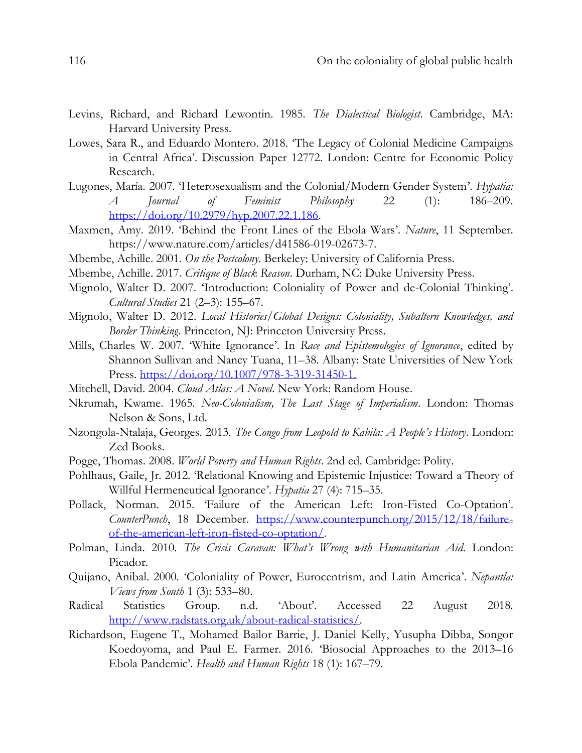Levins, Richard, and Richard Lewontin. 1985. *The Dialectical Biologist*. Cambridge, MA: Harvard University Press.

Lowes, Sara R., and Eduardo Montero. 2018. 'The Legacy of Colonial Medicine Campaigns in Central Africa'. Discussion Paper 12772. London: Centre for Economic Policy Research.

Lugones, María. 2007. 'Heterosexualism and the Colonial/Modern Gender System'. *Hypatia: A Journal of Feminist Philosophy* 22 (1): 186–209. https://doi.org/10.2979/hyp.2007.22.1.186.

Maxmen, Amy. 2019. 'Behind the Front Lines of the Ebola Wars'. *Nature*, 11 September. https://www.nature.com/articles/d41586-019-02673-7.

Mbembe, Achille. 2001. *On the Postcolony*. Berkeley: University of California Press.

Mbembe, Achille. 2017. *Critique of Black Reason*. Durham, NC: Duke University Press.

Mignolo, Walter D. 2007. 'Introduction: Coloniality of Power and de-Colonial Thinking'. *Cultural Studies* 21 (2–3): 155–67.

Mignolo, Walter D. 2012. *Local Histories/Global Designs: Coloniality, Subaltern Knowledges, and Border Thinking*. Princeton, NJ: Princeton University Press.

Mills, Charles W. 2007. 'White Ignorance'. In *Race and Epistemologies of Ignorance*, edited by Shannon Sullivan and Nancy Tuana, 11–38. Albany: State Universities of New York Press. https://doi.org/10.1007/978-3-319-31450-1.

Mitchell, David. 2004. *Cloud Atlas: A Novel*. New York: Random House.

Nkrumah, Kwame. 1965. *Neo-Colonialism, The Last Stage of Imperialism*. London: Thomas Nelson & Sons, Ltd.

Nzongola-Ntalaja, Georges. 2013. *The Congo from Leopold to Kabila: A People's History*. London: Zed Books.

Pogge, Thomas. 2008. *World Poverty and Human Rights*. 2nd ed. Cambridge: Polity.

Pohlhaus, Gaile, Jr. 2012. 'Relational Knowing and Epistemic Injustice: Toward a Theory of Willful Hermeneutical Ignorance'. *Hypatia* 27 (4): 715–35.

Pollack, Norman. 2015. 'Failure of the American Left: Iron-Fisted Co-Optation'. *CounterPunch*, 18 December. https://www.counterpunch.org/2015/12/18/failure-of-the-american-left-iron-fisted-co-optation/.

Polman, Linda. 2010. *The Crisis Caravan: What's Wrong with Humanitarian Aid*. London: Picador.

Quijano, Anibal. 2000. 'Coloniality of Power, Eurocentrism, and Latin America'. *Nepantla: Views from South* 1 (3): 533–80.

Radical Statistics Group. n.d. 'About'. Accessed 22 August 2018. http://www.radstats.org.uk/about-radical-statistics/.

Richardson, Eugene T., Mohamed Bailor Barrie, J. Daniel Kelly, Yusupha Dibba, Songor Koedoyoma, and Paul E. Farmer. 2016. 'Biosocial Approaches to the 2013–16 Ebola Pandemic'. *Health and Human Rights* 18 (1): 167–79.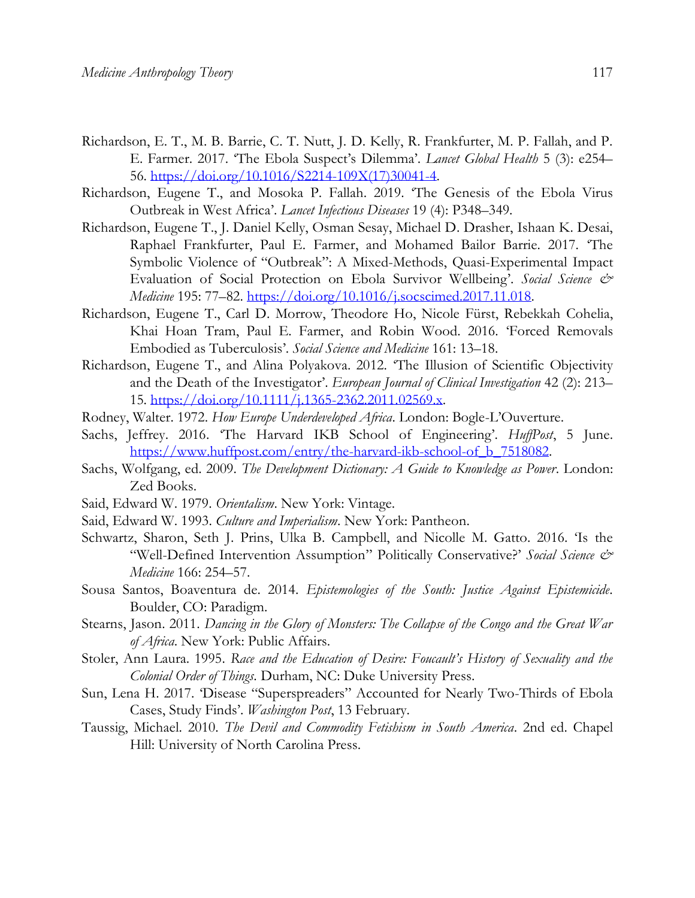Richardson, E. T., M. B. Barrie, C. T. Nutt, J. D. Kelly, R. Frankfurter, M. P. Fallah, and P. E. Farmer. 2017. 'The Ebola Suspect's Dilemma'. *Lancet Global Health* 5 (3): e254–56. https://doi.org/10.1016/S2214-109X(17)30041-4.

Richardson, Eugene T., and Mosoka P. Fallah. 2019. 'The Genesis of the Ebola Virus Outbreak in West Africa'. *Lancet Infectious Diseases* 19 (4): P348–349.

Richardson, Eugene T., J. Daniel Kelly, Osman Sesay, Michael D. Drasher, Ishaan K. Desai, Raphael Frankfurter, Paul E. Farmer, and Mohamed Bailor Barrie. 2017. 'The Symbolic Violence of "Outbreak": A Mixed-Methods, Quasi-Experimental Impact Evaluation of Social Protection on Ebola Survivor Wellbeing'. *Social Science & Medicine* 195: 77–82. https://doi.org/10.1016/j.socscimed.2017.11.018.

Richardson, Eugene T., Carl D. Morrow, Theodore Ho, Nicole Fürst, Rebekkah Cohelia, Khai Hoan Tram, Paul E. Farmer, and Robin Wood. 2016. 'Forced Removals Embodied as Tuberculosis'. *Social Science and Medicine* 161: 13–18.

Richardson, Eugene T., and Alina Polyakova. 2012. 'The Illusion of Scientific Objectivity and the Death of the Investigator'. *European Journal of Clinical Investigation* 42 (2): 213–15. https://doi.org/10.1111/j.1365-2362.2011.02569.x.

Rodney, Walter. 1972. *How Europe Underdeveloped Africa*. London: Bogle-L'Ouverture.

Sachs, Jeffrey. 2016. 'The Harvard IKB School of Engineering'. *HuffPost*, 5 June. https://www.huffpost.com/entry/the-harvard-ikb-school-of_b_7518082.

Sachs, Wolfgang, ed. 2009. *The Development Dictionary: A Guide to Knowledge as Power*. London: Zed Books.

Said, Edward W. 1979. *Orientalism*. New York: Vintage.

Said, Edward W. 1993. *Culture and Imperialism*. New York: Pantheon.

Schwartz, Sharon, Seth J. Prins, Ulka B. Campbell, and Nicolle M. Gatto. 2016. 'Is the "Well-Defined Intervention Assumption" Politically Conservative?' *Social Science & Medicine* 166: 254–57.

Sousa Santos, Boaventura de. 2014. *Epistemologies of the South: Justice Against Epistemicide*. Boulder, CO: Paradigm.

Stearns, Jason. 2011. *Dancing in the Glory of Monsters: The Collapse of the Congo and the Great War of Africa*. New York: Public Affairs.

Stoler, Ann Laura. 1995. *Race and the Education of Desire: Foucault's History of Sexuality and the Colonial Order of Things*. Durham, NC: Duke University Press.

Sun, Lena H. 2017. 'Disease "Superspreaders" Accounted for Nearly Two-Thirds of Ebola Cases, Study Finds'. *Washington Post*, 13 February.

Taussig, Michael. 2010. *The Devil and Commodity Fetishism in South America*. 2nd ed. Chapel Hill: University of North Carolina Press.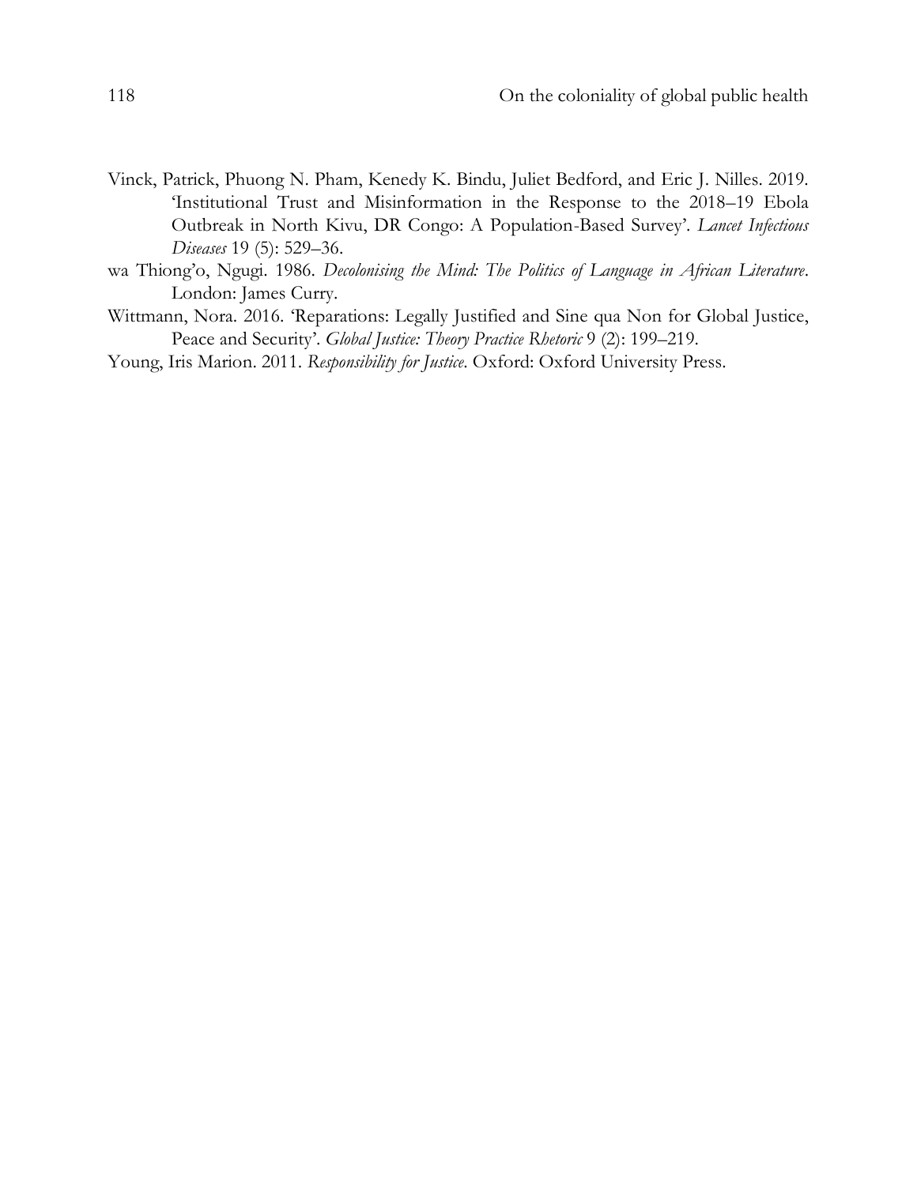Vinck, Patrick, Phuong N. Pham, Kenedy K. Bindu, Juliet Bedford, and Eric J. Nilles. 2019. 'Institutional Trust and Misinformation in the Response to the 2018–19 Ebola Outbreak in North Kivu, DR Congo: A Population-Based Survey'. *Lancet Infectious Diseases* 19 (5): 529–36.

wa Thiong'o, Ngugi. 1986. *Decolonising the Mind: The Politics of Language in African Literature*. London: James Curry.

Wittmann, Nora. 2016. 'Reparations: Legally Justified and Sine qua Non for Global Justice, Peace and Security'. *Global Justice: Theory Practice Rhetoric* 9 (2): 199–219.

Young, Iris Marion. 2011. *Responsibility for Justice*. Oxford: Oxford University Press.